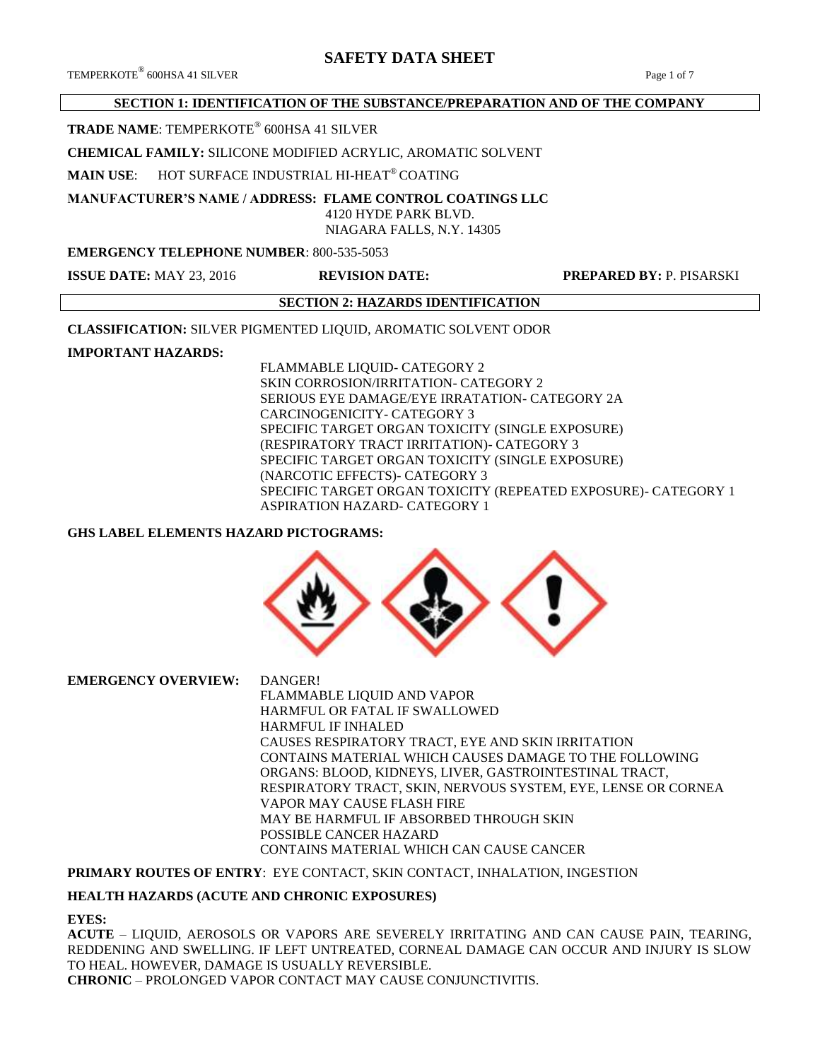# SAFETY DATA SHEET

## SECTION 1: IDENTIFICATION OF THE SUBSTANCE/PREPARATION AND OF THE COMPANY

**TRADE NAME**: TEMPERKOTE® 600HSA 41 SILVER

**CHEMICAL FAMILY:** SILICONE MODIFIED ACRYLIC, AROMATIC SOLVENT

**MAIN USE**: HOT SURFACE INDUSTRIAL HI-HEAT® COATING

**MANUFACTURER'S NAME / ADDRESS: FLAME CONTROL COATINGS LLC**
4120 HYDE PARK BLVD.
NIAGARA FALLS, N.Y. 14305

**EMERGENCY TELEPHONE NUMBER**: 800-535-5053

**ISSUE DATE:** MAY 23, 2016 **REVISION DATE:** **PREPARED BY:** P. PISARSKI

## SECTION 2: HAZARDS IDENTIFICATION

**CLASSIFICATION:** SILVER PIGMENTED LIQUID, AROMATIC SOLVENT ODOR

**IMPORTANT HAZARDS:**

FLAMMABLE LIQUID- CATEGORY 2
SKIN CORROSION/IRRITATION- CATEGORY 2
SERIOUS EYE DAMAGE/EYE IRRATATION- CATEGORY 2A
CARCINOGENICITY- CATEGORY 3
SPECIFIC TARGET ORGAN TOXICITY (SINGLE EXPOSURE) (RESPIRATORY TRACT IRRITATION)- CATEGORY 3
SPECIFIC TARGET ORGAN TOXICITY (SINGLE EXPOSURE) (NARCOTIC EFFECTS)- CATEGORY 3
SPECIFIC TARGET ORGAN TOXICITY (REPEATED EXPOSURE)- CATEGORY 1
ASPIRATION HAZARD- CATEGORY 1

**GHS LABEL ELEMENTS HAZARD PICTOGRAMS:**

**EMERGENCY OVERVIEW:**

DANGER!
FLAMMABLE LIQUID AND VAPOR
HARMFUL OR FATAL IF SWALLOWED
HARMFUL IF INHALED
CAUSES RESPIRATORY TRACT, EYE AND SKIN IRRITATION
CONTAINS MATERIAL WHICH CAUSES DAMAGE TO THE FOLLOWING ORGANS: BLOOD, KIDNEYS, LIVER, GASTROINTESTINAL TRACT, RESPIRATORY TRACT, SKIN, NERVOUS SYSTEM, EYE, LENSE OR CORNEA
VAPOR MAY CAUSE FLASH FIRE
MAY BE HARMFUL IF ABSORBED THROUGH SKIN
POSSIBLE CANCER HAZARD
CONTAINS MATERIAL WHICH CAN CAUSE CANCER

**PRIMARY ROUTES OF ENTRY**: EYE CONTACT, SKIN CONTACT, INHALATION, INGESTION

**HEALTH HAZARDS (ACUTE AND CHRONIC EXPOSURES)**

**EYES:**

**ACUTE** – LIQUID, AEROSOLS OR VAPORS ARE SEVERELY IRRITATING AND CAN CAUSE PAIN, TEARING, REDDENING AND SWELLING. IF LEFT UNTREATED, CORNEAL DAMAGE CAN OCCUR AND INJURY IS SLOW TO HEAL. HOWEVER, DAMAGE IS USUALLY REVERSIBLE.

**CHRONIC** – PROLONGED VAPOR CONTACT MAY CAUSE CONJUNCTIVITIS.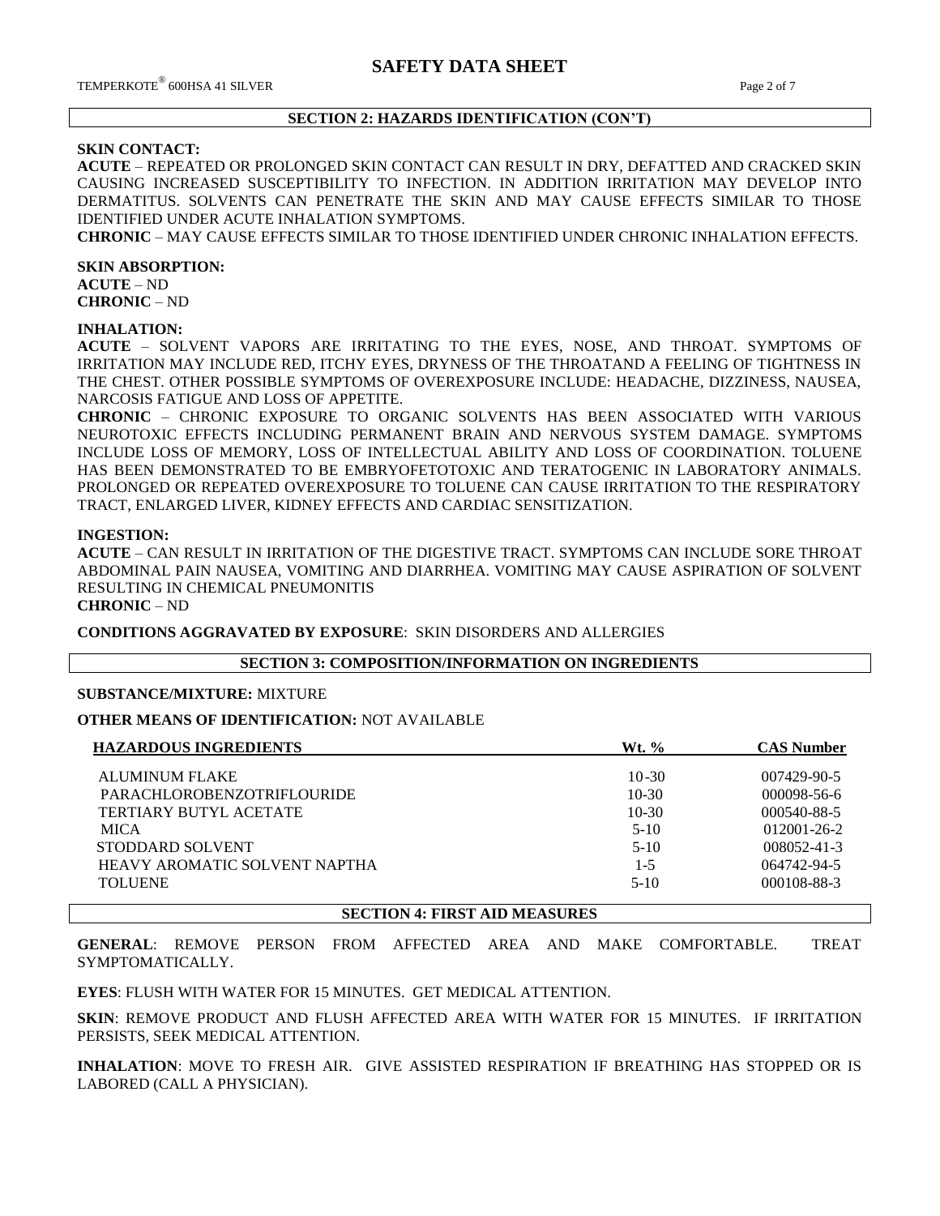## SECTION 2: HAZARDS IDENTIFICATION (CON'T)

**SKIN CONTACT:**
**ACUTE** – REPEATED OR PROLONGED SKIN CONTACT CAN RESULT IN DRY, DEFATTED AND CRACKED SKIN CAUSING INCREASED SUSCEPTIBILITY TO INFECTION. IN ADDITION IRRITATION MAY DEVELOP INTO DERMATITUS. SOLVENTS CAN PENETRATE THE SKIN AND MAY CAUSE EFFECTS SIMILAR TO THOSE IDENTIFIED UNDER ACUTE INHALATION SYMPTOMS.
**CHRONIC** – MAY CAUSE EFFECTS SIMILAR TO THOSE IDENTIFIED UNDER CHRONIC INHALATION EFFECTS.

**SKIN ABSORPTION:**
**ACUTE** – ND
**CHRONIC** – ND

**INHALATION:**
**ACUTE** – SOLVENT VAPORS ARE IRRITATING TO THE EYES, NOSE, AND THROAT. SYMPTOMS OF IRRITATION MAY INCLUDE RED, ITCHY EYES, DRYNESS OF THE THROATAND A FEELING OF TIGHTNESS IN THE CHEST. OTHER POSSIBLE SYMPTOMS OF OVEREXPOSURE INCLUDE: HEADACHE, DIZZINESS, NAUSEA, NARCOSIS FATIGUE AND LOSS OF APPETITE.
**CHRONIC** – CHRONIC EXPOSURE TO ORGANIC SOLVENTS HAS BEEN ASSOCIATED WITH VARIOUS NEUROTOXIC EFFECTS INCLUDING PERMANENT BRAIN AND NERVOUS SYSTEM DAMAGE. SYMPTOMS INCLUDE LOSS OF MEMORY, LOSS OF INTELLECTUAL ABILITY AND LOSS OF COORDINATION. TOLUENE HAS BEEN DEMONSTRATED TO BE EMBRYOFETOTOXIC AND TERATOGENIC IN LABORATORY ANIMALS. PROLONGED OR REPEATED OVEREXPOSURE TO TOLUENE CAN CAUSE IRRITATION TO THE RESPIRATORY TRACT, ENLARGED LIVER, KIDNEY EFFECTS AND CARDIAC SENSITIZATION.

**INGESTION:**
**ACUTE** – CAN RESULT IN IRRITATION OF THE DIGESTIVE TRACT. SYMPTOMS CAN INCLUDE SORE THROAT ABDOMINAL PAIN NAUSEA, VOMITING AND DIARRHEA. VOMITING MAY CAUSE ASPIRATION OF SOLVENT RESULTING IN CHEMICAL PNEUMONITIS
**CHRONIC** – ND

**CONDITIONS AGGRAVATED BY EXPOSURE**: SKIN DISORDERS AND ALLERGIES

## SECTION 3: COMPOSITION/INFORMATION ON INGREDIENTS

**SUBSTANCE/MIXTURE:** MIXTURE

**OTHER MEANS OF IDENTIFICATION:** NOT AVAILABLE

| HAZARDOUS INGREDIENTS | Wt. % | CAS Number |
|---|---|---|
| ALUMINUM FLAKE | 10-30 | 007429-90-5 |
| PARACHLOROBENZOTRIFLOURIDE | 10-30 | 000098-56-6 |
| TERTIARY BUTYL ACETATE | 10-30 | 000540-88-5 |
| MICA | 5-10 | 012001-26-2 |
| STODDARD SOLVENT | 5-10 | 008052-41-3 |
| HEAVY AROMATIC SOLVENT NAPTHA | 1-5 | 064742-94-5 |
| TOLUENE | 5-10 | 000108-88-3 |

## SECTION 4: FIRST AID MEASURES

**GENERAL**: REMOVE PERSON FROM AFFECTED AREA AND MAKE COMFORTABLE. TREAT SYMPTOMATICALLY.

**EYES**: FLUSH WITH WATER FOR 15 MINUTES. GET MEDICAL ATTENTION.

**SKIN**: REMOVE PRODUCT AND FLUSH AFFECTED AREA WITH WATER FOR 15 MINUTES. IF IRRITATION PERSISTS, SEEK MEDICAL ATTENTION.

**INHALATION**: MOVE TO FRESH AIR. GIVE ASSISTED RESPIRATION IF BREATHING HAS STOPPED OR IS LABORED (CALL A PHYSICIAN).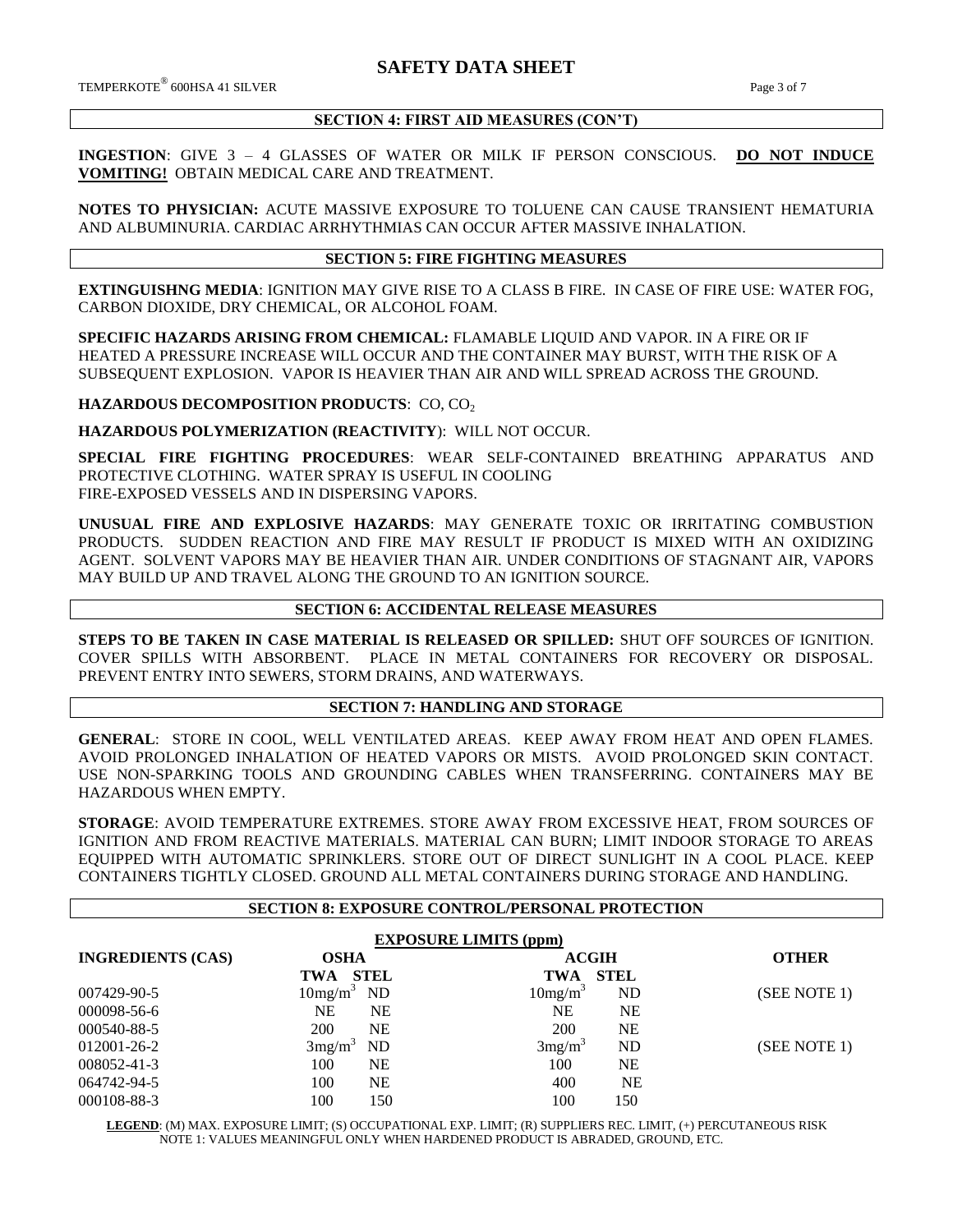## SECTION 4: FIRST AID MEASURES (CON'T)

**INGESTION**: GIVE 3 – 4 GLASSES OF WATER OR MILK IF PERSON CONSCIOUS. **DO NOT INDUCE VOMITING!** OBTAIN MEDICAL CARE AND TREATMENT.

**NOTES TO PHYSICIAN:** ACUTE MASSIVE EXPOSURE TO TOLUENE CAN CAUSE TRANSIENT HEMATURIA AND ALBUMINURIA. CARDIAC ARRHYTHMIAS CAN OCCUR AFTER MASSIVE INHALATION.

## SECTION 5: FIRE FIGHTING MEASURES

**EXTINGUISHNG MEDIA**: IGNITION MAY GIVE RISE TO A CLASS B FIRE. IN CASE OF FIRE USE: WATER FOG, CARBON DIOXIDE, DRY CHEMICAL, OR ALCOHOL FOAM.

**SPECIFIC HAZARDS ARISING FROM CHEMICAL:** FLAMABLE LIQUID AND VAPOR. IN A FIRE OR IF HEATED A PRESSURE INCREASE WILL OCCUR AND THE CONTAINER MAY BURST, WITH THE RISK OF A SUBSEQUENT EXPLOSION. VAPOR IS HEAVIER THAN AIR AND WILL SPREAD ACROSS THE GROUND.

**HAZARDOUS DECOMPOSITION PRODUCTS**: CO, $CO_2$

**HAZARDOUS POLYMERIZATION (REACTIVITY)**: WILL NOT OCCUR.

**SPECIAL FIRE FIGHTING PROCEDURES**: WEAR SELF-CONTAINED BREATHING APPARATUS AND PROTECTIVE CLOTHING. WATER SPRAY IS USEFUL IN COOLING FIRE-EXPOSED VESSELS AND IN DISPERSING VAPORS.

**UNUSUAL FIRE AND EXPLOSIVE HAZARDS**: MAY GENERATE TOXIC OR IRRITATING COMBUSTION PRODUCTS. SUDDEN REACTION AND FIRE MAY RESULT IF PRODUCT IS MIXED WITH AN OXIDIZING AGENT. SOLVENT VAPORS MAY BE HEAVIER THAN AIR. UNDER CONDITIONS OF STAGNANT AIR, VAPORS MAY BUILD UP AND TRAVEL ALONG THE GROUND TO AN IGNITION SOURCE.

## SECTION 6: ACCIDENTAL RELEASE MEASURES

**STEPS TO BE TAKEN IN CASE MATERIAL IS RELEASED OR SPILLED:** SHUT OFF SOURCES OF IGNITION. COVER SPILLS WITH ABSORBENT. PLACE IN METAL CONTAINERS FOR RECOVERY OR DISPOSAL. PREVENT ENTRY INTO SEWERS, STORM DRAINS, AND WATERWAYS.

## SECTION 7: HANDLING AND STORAGE

**GENERAL**: STORE IN COOL, WELL VENTILATED AREAS. KEEP AWAY FROM HEAT AND OPEN FLAMES. AVOID PROLONGED INHALATION OF HEATED VAPORS OR MISTS. AVOID PROLONGED SKIN CONTACT. USE NON-SPARKING TOOLS AND GROUNDING CABLES WHEN TRANSFERRING. CONTAINERS MAY BE HAZARDOUS WHEN EMPTY.

**STORAGE**: AVOID TEMPERATURE EXTREMES. STORE AWAY FROM EXCESSIVE HEAT, FROM SOURCES OF IGNITION AND FROM REACTIVE MATERIALS. MATERIAL CAN BURN; LIMIT INDOOR STORAGE TO AREAS EQUIPPED WITH AUTOMATIC SPRINKLERS. STORE OUT OF DIRECT SUNLIGHT IN A COOL PLACE. KEEP CONTAINERS TIGHTLY CLOSED. GROUND ALL METAL CONTAINERS DURING STORAGE AND HANDLING.

## SECTION 8: EXPOSURE CONTROL/PERSONAL PROTECTION

**EXPOSURE LIMITS (ppm)**

| INGREDIENTS (CAS) | OSHA | | ACGIH | | OTHER |
|---|---|---|---|---|---|
| | TWA | STEL | TWA | STEL | |
| 007429-90-5 | $10mg/m^3$ | ND | $10mg/m^3$ | ND | (SEE NOTE 1) |
| 000098-56-6 | NE | NE | NE | NE | |
| 000540-88-5 | 200 | NE | 200 | NE | |
| 012001-26-2 | $3mg/m^3$ | ND | $3mg/m^3$ | ND | (SEE NOTE 1) |
| 008052-41-3 | 100 | NE | 100 | NE | |
| 064742-94-5 | 100 | NE | 400 | NE | |
| 000108-88-3 | 100 | 150 | 100 | 150 | |

**LEGEND**: (M) MAX. EXPOSURE LIMIT; (S) OCCUPATIONAL EXP. LIMIT; (R) SUPPLIERS REC. LIMIT, (+) PERCUTANEOUS RISK
NOTE 1: VALUES MEANINGFUL ONLY WHEN HARDENED PRODUCT IS ABRADED, GROUND, ETC.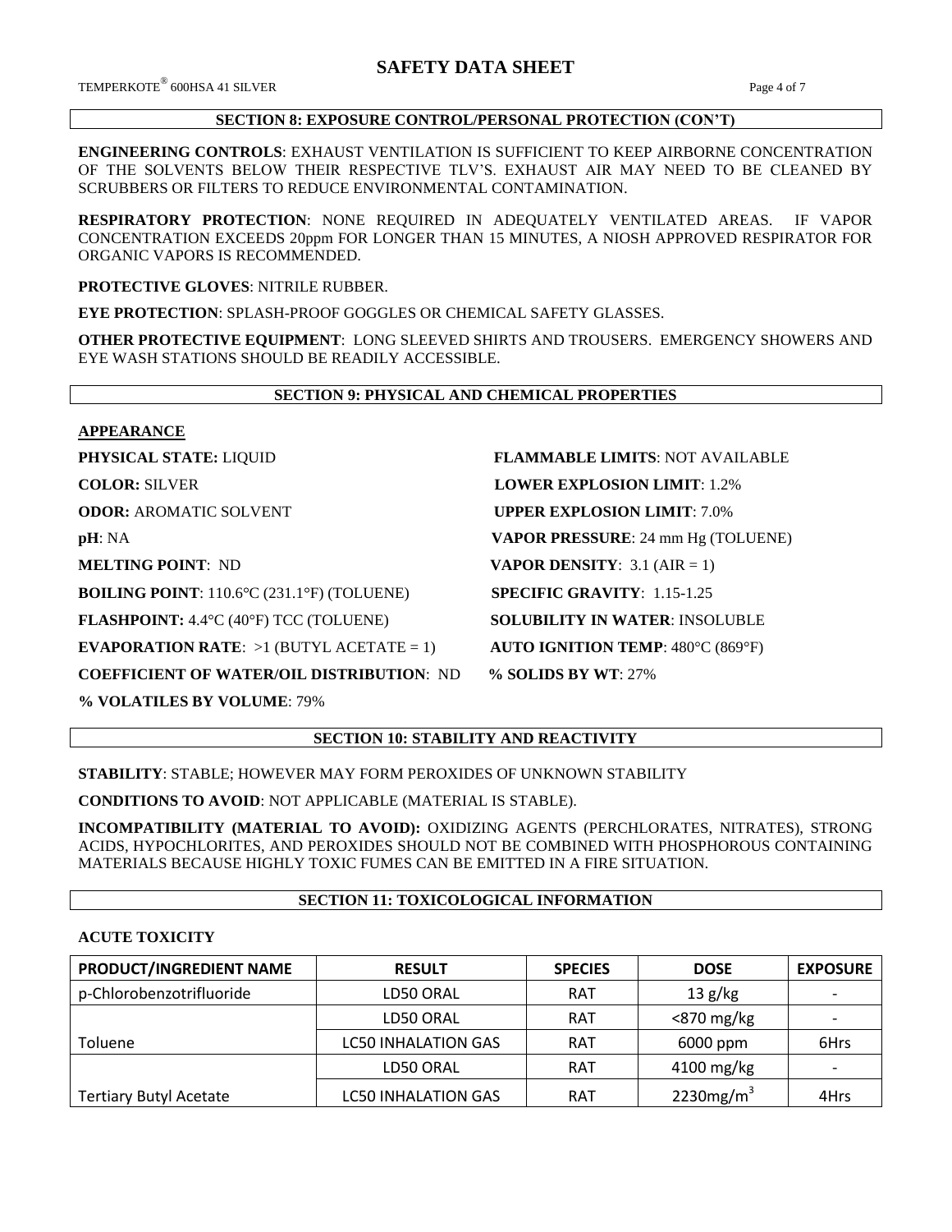## SECTION 8: EXPOSURE CONTROL/PERSONAL PROTECTION (CON'T)

**ENGINEERING CONTROLS**: EXHAUST VENTILATION IS SUFFICIENT TO KEEP AIRBORNE CONCENTRATION OF THE SOLVENTS BELOW THEIR RESPECTIVE TLV'S. EXHAUST AIR MAY NEED TO BE CLEANED BY SCRUBBERS OR FILTERS TO REDUCE ENVIRONMENTAL CONTAMINATION.

**RESPIRATORY PROTECTION**: NONE REQUIRED IN ADEQUATELY VENTILATED AREAS. IF VAPOR CONCENTRATION EXCEEDS 20ppm FOR LONGER THAN 15 MINUTES, A NIOSH APPROVED RESPIRATOR FOR ORGANIC VAPORS IS RECOMMENDED.

**PROTECTIVE GLOVES**: NITRILE RUBBER.

**EYE PROTECTION**: SPLASH-PROOF GOGGLES OR CHEMICAL SAFETY GLASSES.

**OTHER PROTECTIVE EQUIPMENT**: LONG SLEEVED SHIRTS AND TROUSERS. EMERGENCY SHOWERS AND EYE WASH STATIONS SHOULD BE READILY ACCESSIBLE.

## SECTION 9: PHYSICAL AND CHEMICAL PROPERTIES

**APPEARANCE**

**PHYSICAL STATE:** LIQUID

**COLOR:** SILVER

**ODOR:** AROMATIC SOLVENT

**pH**: NA

**MELTING POINT**: ND

**BOILING POINT**: 110.6°C (231.1°F) (TOLUENE)

**FLASHPOINT:** 4.4°C (40°F) TCC (TOLUENE)

**EVAPORATION RATE**: >1 (BUTYL ACETATE = 1)

**COEFFICIENT OF WATER/OIL DISTRIBUTION**: ND

**% VOLATILES BY VOLUME**: 79%

**FLAMMABLE LIMITS**: NOT AVAILABLE

**LOWER EXPLOSION LIMIT**: 1.2%

**UPPER EXPLOSION LIMIT**: 7.0%

**VAPOR PRESSURE**: 24 mm Hg (TOLUENE)

**VAPOR DENSITY**: 3.1 (AIR = 1)

**SPECIFIC GRAVITY**: 1.15-1.25

**SOLUBILITY IN WATER**: INSOLUBLE

**AUTO IGNITION TEMP**: 480°C (869°F)

**% SOLIDS BY WT**: 27%

## SECTION 10: STABILITY AND REACTIVITY

**STABILITY**: STABLE; HOWEVER MAY FORM PEROXIDES OF UNKNOWN STABILITY

**CONDITIONS TO AVOID**: NOT APPLICABLE (MATERIAL IS STABLE).

**INCOMPATIBILITY (MATERIAL TO AVOID):** OXIDIZING AGENTS (PERCHLORATES, NITRATES), STRONG ACIDS, HYPOCHLORITES, AND PEROXIDES SHOULD NOT BE COMBINED WITH PHOSPHOROUS CONTAINING MATERIALS BECAUSE HIGHLY TOXIC FUMES CAN BE EMITTED IN A FIRE SITUATION.

## SECTION 11: TOXICOLOGICAL INFORMATION

**ACUTE TOXICITY**

| PRODUCT/INGREDIENT NAME | RESULT | SPECIES | DOSE | EXPOSURE |
|---|---|---|---|---|
| p-Chlorobenzotrifluoride | LD50 ORAL | RAT | 13 g/kg | - |
| Toluene | LD50 ORAL | RAT | <870 mg/kg | - |
| | LC50 INHALATION GAS | RAT | 6000 ppm | 6Hrs |
| Tertiary Butyl Acetate | LD50 ORAL | RAT | 4100 mg/kg | - |
| | LC50 INHALATION GAS | RAT | 2230mg/m$^3$ | 4Hrs |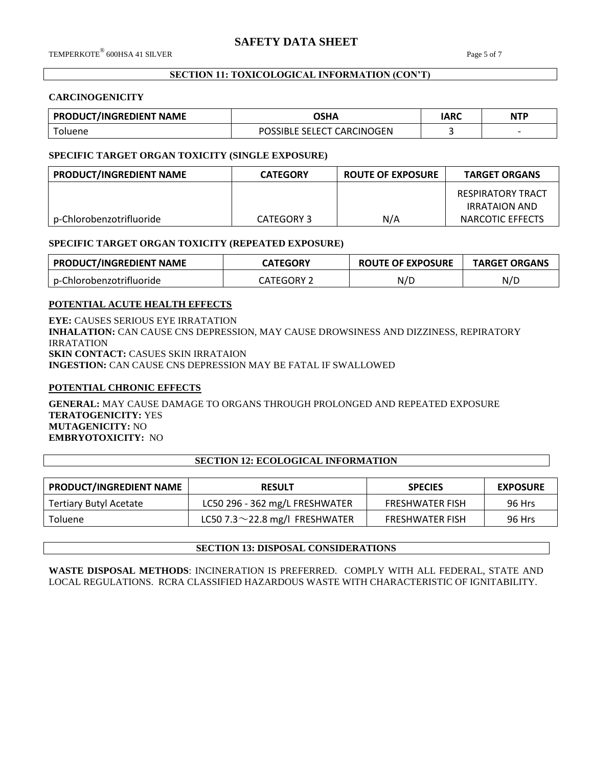## SECTION 11: TOXICOLOGICAL INFORMATION (CON'T)

### CARCINOGENICITY

| PRODUCT/INGREDIENT NAME | OSHA | IARC | NTP |
|---|---|---|---|
| Toluene | POSSIBLE SELECT CARCINOGEN | 3 | - |

### SPECIFIC TARGET ORGAN TOXICITY (SINGLE EXPOSURE)

| PRODUCT/INGREDIENT NAME | CATEGORY | ROUTE OF EXPOSURE | TARGET ORGANS |
|---|---|---|---|
| p-Chlorobenzotrifluoride | CATEGORY 3 | N/A | RESPIRATORY TRACT IRRATAION AND NARCOTIC EFFECTS |

### SPECIFIC TARGET ORGAN TOXICITY (REPEATED EXPOSURE)

| PRODUCT/INGREDIENT NAME | CATEGORY | ROUTE OF EXPOSURE | TARGET ORGANS |
|---|---|---|---|
| p-Chlorobenzotrifluoride | CATEGORY 2 | N/D | N/D |

### POTENTIAL ACUTE HEALTH EFFECTS

**EYE:** CAUSES SERIOUS EYE IRRATATION
**INHALATION:** CAN CAUSE CNS DEPRESSION, MAY CAUSE DROWSINESS AND DIZZINESS, REPIRATORY IRRATATION
**SKIN CONTACT:** CASUES SKIN IRRATAION
**INGESTION:** CAN CAUSE CNS DEPRESSION MAY BE FATAL IF SWALLOWED

### POTENTIAL CHRONIC EFFECTS

**GENERAL:** MAY CAUSE DAMAGE TO ORGANS THROUGH PROLONGED AND REPEATED EXPOSURE
**TERATOGENICITY:** YES
**MUTAGENICITY:** NO
**EMBRYOTOXICITY:** NO

## SECTION 12: ECOLOGICAL INFORMATION

| PRODUCT/INGREDIENT NAME | RESULT | SPECIES | EXPOSURE |
|---|---|---|---|
| Tertiary Butyl Acetate | LC50 296 - 362 mg/L FRESHWATER | FRESHWATER FISH | 96 Hrs |
| Toluene | LC50 7.3～22.8 mg/l FRESHWATER | FRESHWATER FISH | 96 Hrs |

## SECTION 13: DISPOSAL CONSIDERATIONS

**WASTE DISPOSAL METHODS**: INCINERATION IS PREFERRED. COMPLY WITH ALL FEDERAL, STATE AND LOCAL REGULATIONS. RCRA CLASSIFIED HAZARDOUS WASTE WITH CHARACTERISTIC OF IGNITABILITY.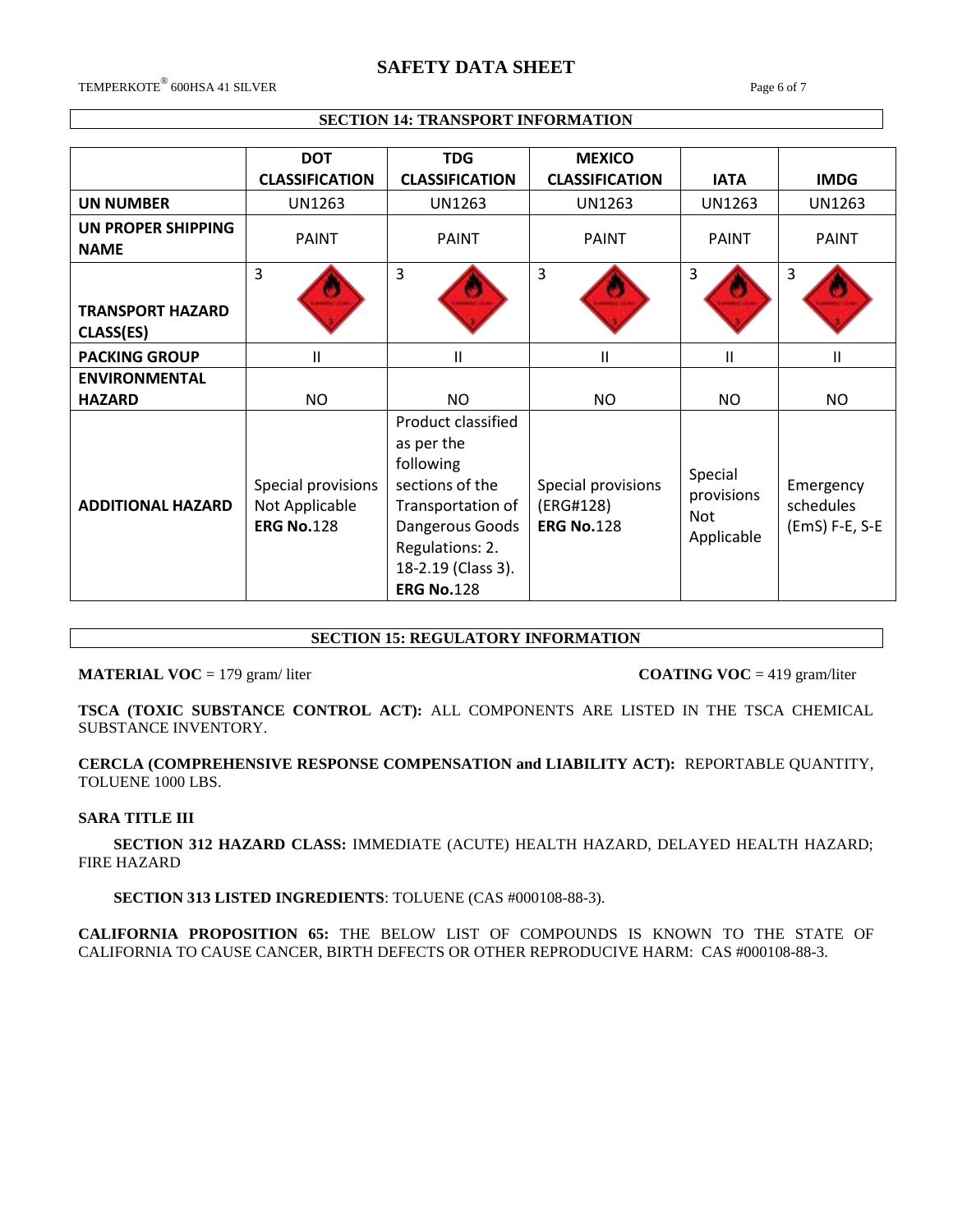## SECTION 14: TRANSPORT INFORMATION

| | DOT CLASSIFICATION | TDG CLASSIFICATION | MEXICO CLASSIFICATION | IATA | IMDG |
|---|---|---|---|---|---|
| **UN NUMBER** | UN1263 | UN1263 | UN1263 | UN1263 | UN1263 |
| **UN PROPER SHIPPING NAME** | PAINT | PAINT | PAINT | PAINT | PAINT |
| **TRANSPORT HAZARD CLASS(ES)** | 3 | 3 | 3 | 3 | 3 |
| **PACKING GROUP** | II | II | II | II | II |
| **ENVIRONMENTAL HAZARD** | NO | NO | NO | NO | NO |
| **ADDITIONAL HAZARD** | Special provisions Not Applicable **ERG No.**128 | Product classified as per the following sections of the Transportation of Dangerous Goods Regulations: 2. 18-2.19 (Class 3). **ERG No.**128 | Special provisions (ERG#128) **ERG No.**128 | Special provisions Not Applicable | Emergency schedules (EmS) F-E, S-E |

## SECTION 15: REGULATORY INFORMATION

**MATERIAL VOC** = 179 gram/ liter **COATING VOC** = 419 gram/liter

**TSCA (TOXIC SUBSTANCE CONTROL ACT):** ALL COMPONENTS ARE LISTED IN THE TSCA CHEMICAL SUBSTANCE INVENTORY.

**CERCLA (COMPREHENSIVE RESPONSE COMPENSATION and LIABILITY ACT):** REPORTABLE QUANTITY, TOLUENE 1000 LBS.

**SARA TITLE III**

**SECTION 312 HAZARD CLASS:** IMMEDIATE (ACUTE) HEALTH HAZARD, DELAYED HEALTH HAZARD; FIRE HAZARD

**SECTION 313 LISTED INGREDIENTS**: TOLUENE (CAS #000108-88-3).

**CALIFORNIA PROPOSITION 65:** THE BELOW LIST OF COMPOUNDS IS KNOWN TO THE STATE OF CALIFORNIA TO CAUSE CANCER, BIRTH DEFECTS OR OTHER REPRODUCIVE HARM: CAS #000108-88-3.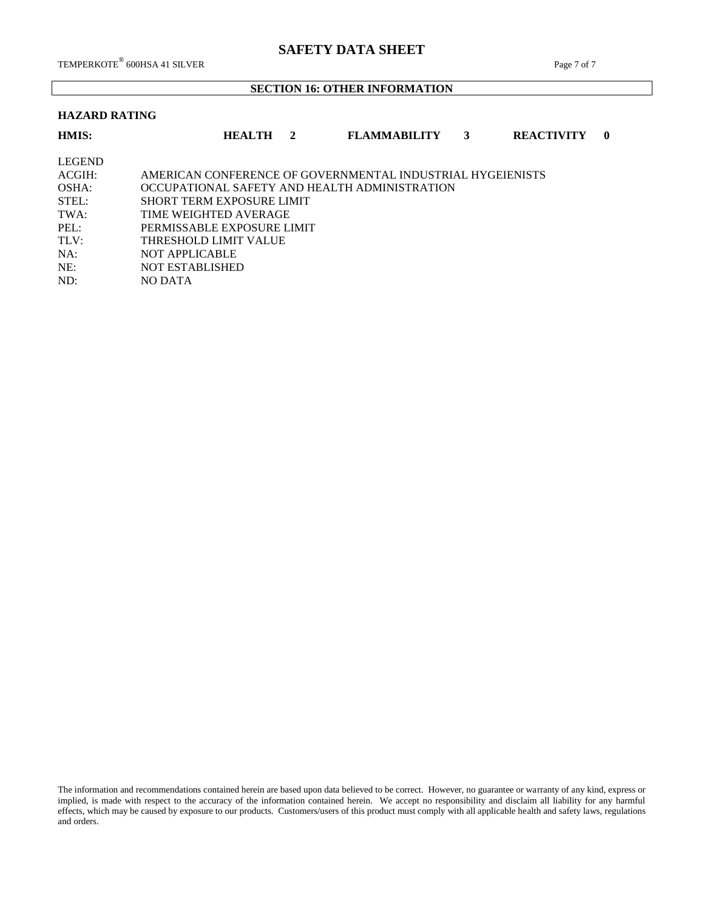## SECTION 16: OTHER INFORMATION

**HAZARD RATING**

| | | | | | | |
|---|---|---|---|---|---|---|
| **HMIS:** | **HEALTH** | **2** | **FLAMMABILITY** | **3** | **REACTIVITY** | **0** |

LEGEND

| | |
|---|---|
| ACGIH: | AMERICAN CONFERENCE OF GOVERNMENTAL INDUSTRIAL HYGEIENISTS |
| OSHA: | OCCUPATIONAL SAFETY AND HEALTH ADMINISTRATION |
| STEL: | SHORT TERM EXPOSURE LIMIT |
| TWA: | TIME WEIGHTED AVERAGE |
| PEL: | PERMISSABLE EXPOSURE LIMIT |
| TLV: | THRESHOLD LIMIT VALUE |
| NA: | NOT APPLICABLE |
| NE: | NOT ESTABLISHED |
| ND: | NO DATA |

The information and recommendations contained herein are based upon data believed to be correct. However, no guarantee or warranty of any kind, express or implied, is made with respect to the accuracy of the information contained herein. We accept no responsibility and disclaim all liability for any harmful effects, which may be caused by exposure to our products. Customers/users of this product must comply with all applicable health and safety laws, regulations and orders.